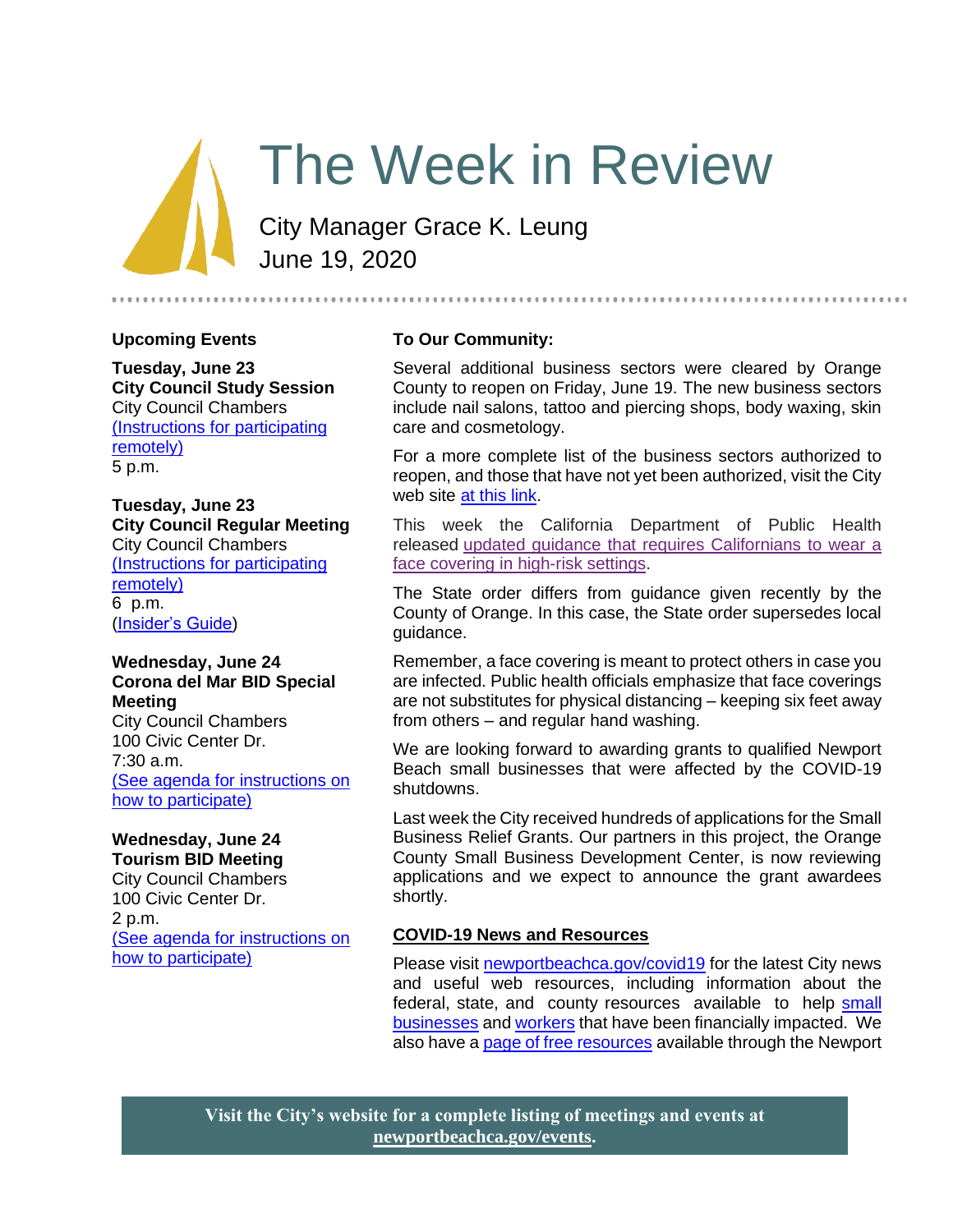# The Week in Review

City Manager Grace K. Leung
June 19, 2020

## Upcoming Events

**Tuesday, June 23**
**City Council Study Session**
City Council Chambers
(Instructions for participating remotely)
5 p.m.

**Tuesday, June 23**
**City Council Regular Meeting**
City Council Chambers
(Instructions for participating remotely)
6 p.m.
(Insider's Guide)

**Wednesday, June 24**
**Corona del Mar BID Special Meeting**
City Council Chambers
100 Civic Center Dr.
7:30 a.m.
(See agenda for instructions on how to participate)

**Wednesday, June 24**
**Tourism BID Meeting**
City Council Chambers
100 Civic Center Dr.
2 p.m.
(See agenda for instructions on how to participate)

## To Our Community:

Several additional business sectors were cleared by Orange County to reopen on Friday, June 19. The new business sectors include nail salons, tattoo and piercing shops, body waxing, skin care and cosmetology.

For a more complete list of the business sectors authorized to reopen, and those that have not yet been authorized, visit the City web site at this link.

This week the California Department of Public Health released updated guidance that requires Californians to wear a face covering in high-risk settings.

The State order differs from guidance given recently by the County of Orange. In this case, the State order supersedes local guidance.

Remember, a face covering is meant to protect others in case you are infected. Public health officials emphasize that face coverings are not substitutes for physical distancing – keeping six feet away from others – and regular hand washing.

We are looking forward to awarding grants to qualified Newport Beach small businesses that were affected by the COVID-19 shutdowns.

Last week the City received hundreds of applications for the Small Business Relief Grants. Our partners in this project, the Orange County Small Business Development Center, is now reviewing applications and we expect to announce the grant awardees shortly.

## COVID-19 News and Resources

Please visit newportbeachca.gov/covid19 for the latest City news and useful web resources, including information about the federal, state, and county resources available to help small businesses and workers that have been financially impacted. We also have a page of free resources available through the Newport

**Visit the City's website for a complete listing of meetings and events at newportbeachca.gov/events.**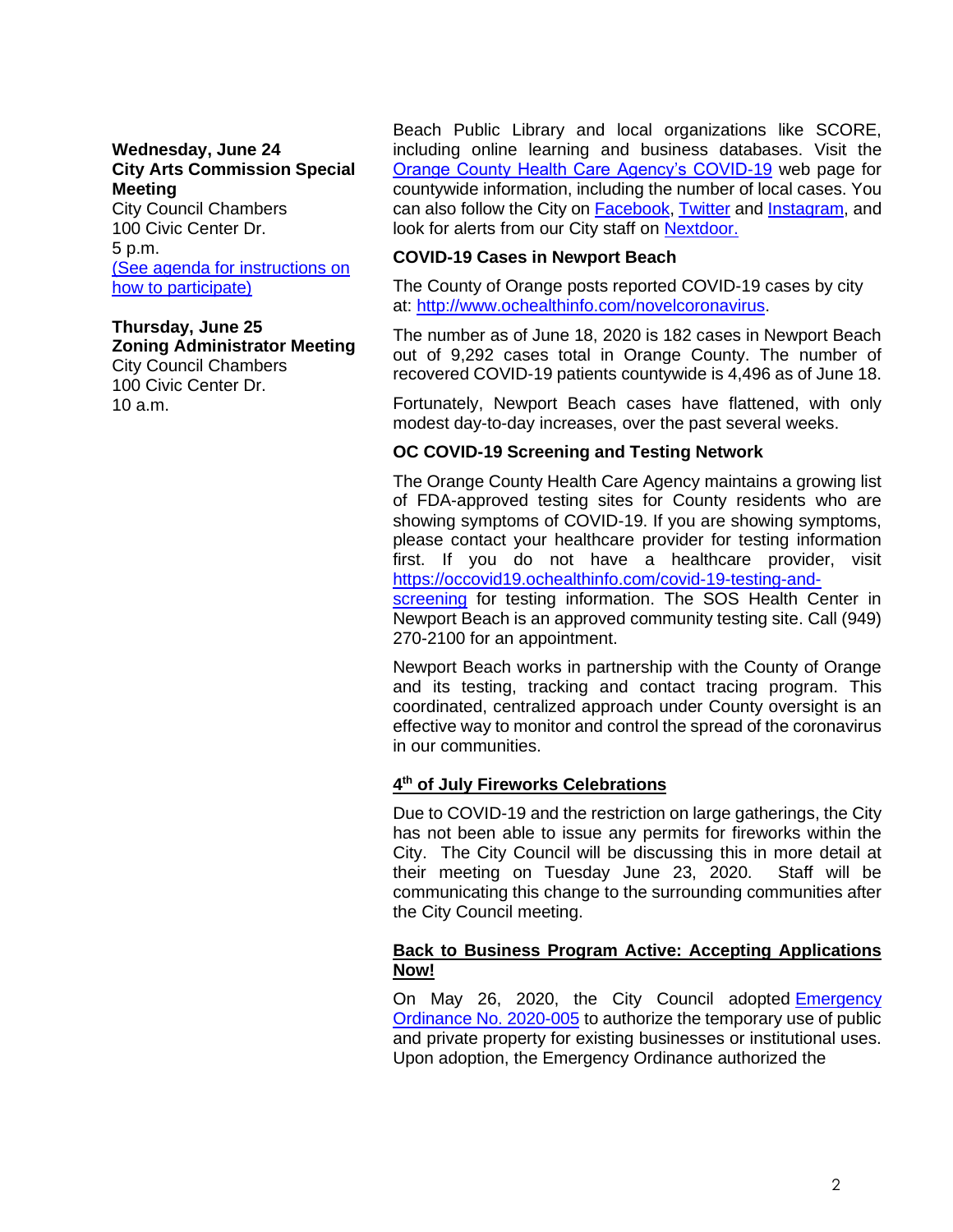**Wednesday, June 24**
**City Arts Commission Special Meeting**
City Council Chambers
100 Civic Center Dr.
5 p.m.
[(See agenda for instructions on how to participate)]

**Thursday, June 25**
**Zoning Administrator Meeting**
City Council Chambers
100 Civic Center Dr.
10 a.m.

Beach Public Library and local organizations like SCORE, including online learning and business databases. Visit the Orange County Health Care Agency's COVID-19 web page for countywide information, including the number of local cases. You can also follow the City on Facebook, Twitter and Instagram, and look for alerts from our City staff on Nextdoor.

**COVID-19 Cases in Newport Beach**

The County of Orange posts reported COVID-19 cases by city at: http://www.ochealthinfo.com/novelcoronavirus.

The number as of June 18, 2020 is 182 cases in Newport Beach out of 9,292 cases total in Orange County. The number of recovered COVID-19 patients countywide is 4,496 as of June 18.

Fortunately, Newport Beach cases have flattened, with only modest day-to-day increases, over the past several weeks.

**OC COVID-19 Screening and Testing Network**

The Orange County Health Care Agency maintains a growing list of FDA-approved testing sites for County residents who are showing symptoms of COVID-19. If you are showing symptoms, please contact your healthcare provider for testing information first. If you do not have a healthcare provider, visit https://occovid19.ochealthinfo.com/covid-19-testing-and-screening for testing information. The SOS Health Center in Newport Beach is an approved community testing site. Call (949) 270-2100 for an appointment.

Newport Beach works in partnership with the County of Orange and its testing, tracking and contact tracing program. This coordinated, centralized approach under County oversight is an effective way to monitor and control the spread of the coronavirus in our communities.

**4th of July Fireworks Celebrations**

Due to COVID-19 and the restriction on large gatherings, the City has not been able to issue any permits for fireworks within the City. The City Council will be discussing this in more detail at their meeting on Tuesday June 23, 2020. Staff will be communicating this change to the surrounding communities after the City Council meeting.

**Back to Business Program Active: Accepting Applications Now!**

On May 26, 2020, the City Council adopted Emergency Ordinance No. 2020-005 to authorize the temporary use of public and private property for existing businesses or institutional uses. Upon adoption, the Emergency Ordinance authorized the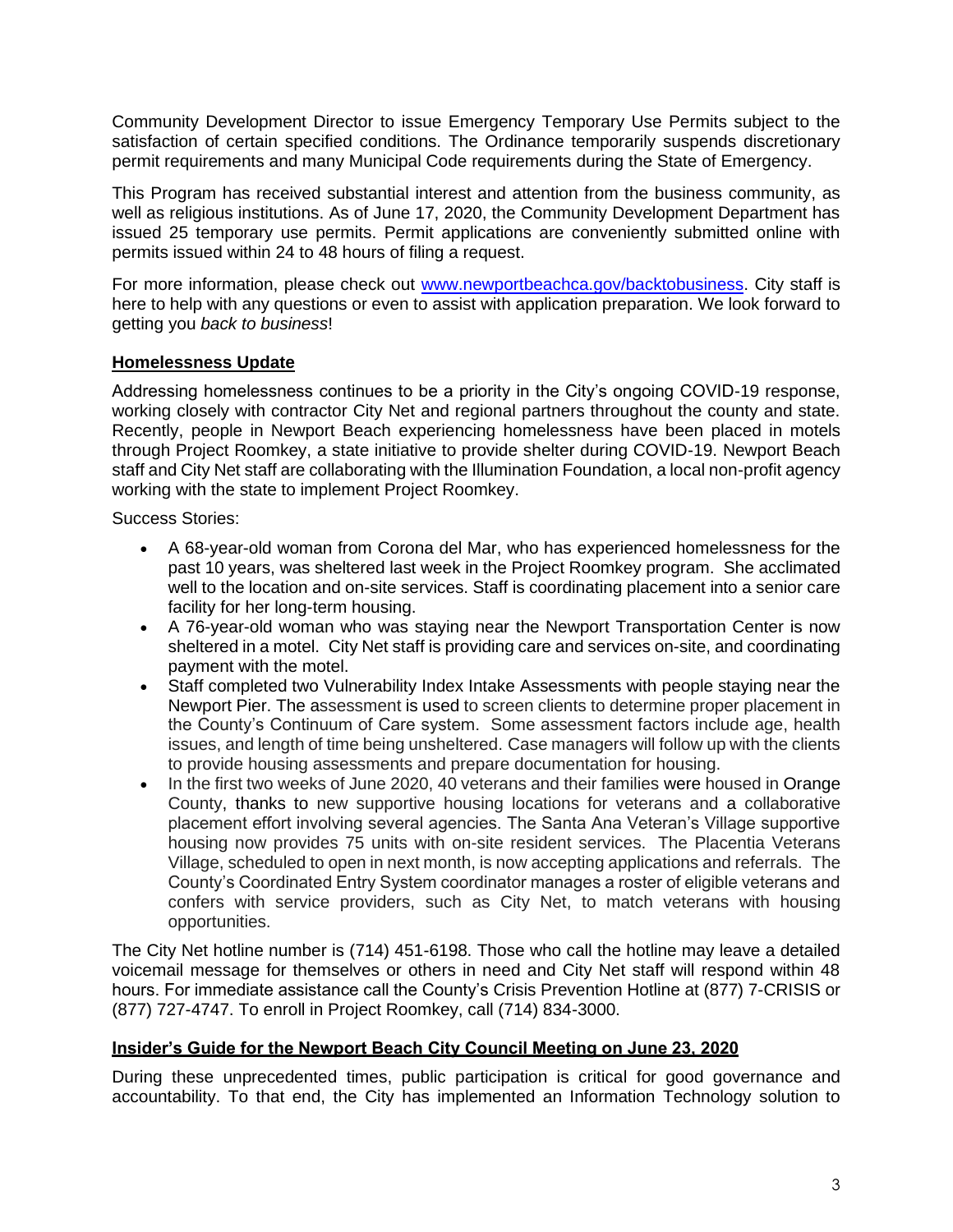Community Development Director to issue Emergency Temporary Use Permits subject to the satisfaction of certain specified conditions. The Ordinance temporarily suspends discretionary permit requirements and many Municipal Code requirements during the State of Emergency.

This Program has received substantial interest and attention from the business community, as well as religious institutions. As of June 17, 2020, the Community Development Department has issued 25 temporary use permits. Permit applications are conveniently submitted online with permits issued within 24 to 48 hours of filing a request.

For more information, please check out [www.newportbeachca.gov/backtobusiness](www.newportbeachca.gov/backtobusiness). City staff is here to help with any questions or even to assist with application preparation. We look forward to getting you *back to business*!

## Homelessness Update

Addressing homelessness continues to be a priority in the City's ongoing COVID-19 response, working closely with contractor City Net and regional partners throughout the county and state. Recently, people in Newport Beach experiencing homelessness have been placed in motels through Project Roomkey, a state initiative to provide shelter during COVID-19. Newport Beach staff and City Net staff are collaborating with the Illumination Foundation, a local non-profit agency working with the state to implement Project Roomkey.

Success Stories:

- A 68-year-old woman from Corona del Mar, who has experienced homelessness for the past 10 years, was sheltered last week in the Project Roomkey program. She acclimated well to the location and on-site services. Staff is coordinating placement into a senior care facility for her long-term housing.
- A 76-year-old woman who was staying near the Newport Transportation Center is now sheltered in a motel. City Net staff is providing care and services on-site, and coordinating payment with the motel.
- Staff completed two Vulnerability Index Intake Assessments with people staying near the Newport Pier. The assessment is used to screen clients to determine proper placement in the County's Continuum of Care system. Some assessment factors include age, health issues, and length of time being unsheltered. Case managers will follow up with the clients to provide housing assessments and prepare documentation for housing.
- In the first two weeks of June 2020, 40 veterans and their families were housed in Orange County, thanks to new supportive housing locations for veterans and a collaborative placement effort involving several agencies. The Santa Ana Veteran's Village supportive housing now provides 75 units with on-site resident services. The Placentia Veterans Village, scheduled to open in next month, is now accepting applications and referrals. The County's Coordinated Entry System coordinator manages a roster of eligible veterans and confers with service providers, such as City Net, to match veterans with housing opportunities.

The City Net hotline number is (714) 451-6198. Those who call the hotline may leave a detailed voicemail message for themselves or others in need and City Net staff will respond within 48 hours. For immediate assistance call the County's Crisis Prevention Hotline at (877) 7-CRISIS or (877) 727-4747. To enroll in Project Roomkey, call (714) 834-3000.

## Insider's Guide for the Newport Beach City Council Meeting on June 23, 2020

During these unprecedented times, public participation is critical for good governance and accountability. To that end, the City has implemented an Information Technology solution to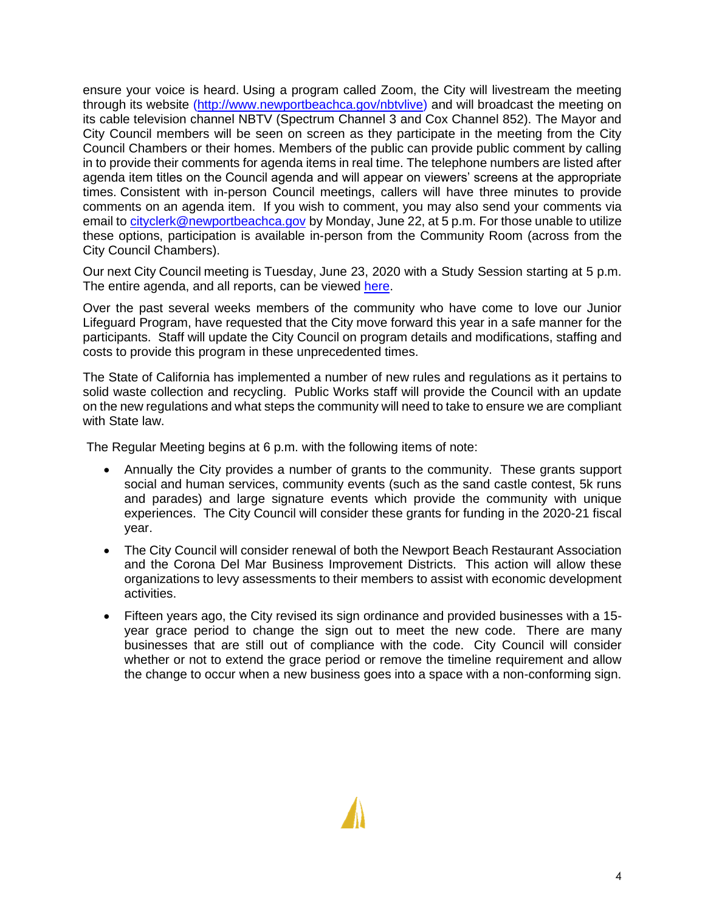ensure your voice is heard. Using a program called Zoom, the City will livestream the meeting through its website (http://www.newportbeachca.gov/nbtvlive) and will broadcast the meeting on its cable television channel NBTV (Spectrum Channel 3 and Cox Channel 852). The Mayor and City Council members will be seen on screen as they participate in the meeting from the City Council Chambers or their homes. Members of the public can provide public comment by calling in to provide their comments for agenda items in real time. The telephone numbers are listed after agenda item titles on the Council agenda and will appear on viewers' screens at the appropriate times. Consistent with in-person Council meetings, callers will have three minutes to provide comments on an agenda item. If you wish to comment, you may also send your comments via email to cityclerk@newportbeachca.gov by Monday, June 22, at 5 p.m. For those unable to utilize these options, participation is available in-person from the Community Room (across from the City Council Chambers).

Our next City Council meeting is Tuesday, June 23, 2020 with a Study Session starting at 5 p.m. The entire agenda, and all reports, can be viewed here.

Over the past several weeks members of the community who have come to love our Junior Lifeguard Program, have requested that the City move forward this year in a safe manner for the participants. Staff will update the City Council on program details and modifications, staffing and costs to provide this program in these unprecedented times.

The State of California has implemented a number of new rules and regulations as it pertains to solid waste collection and recycling. Public Works staff will provide the Council with an update on the new regulations and what steps the community will need to take to ensure we are compliant with State law.

The Regular Meeting begins at 6 p.m. with the following items of note:

- Annually the City provides a number of grants to the community. These grants support social and human services, community events (such as the sand castle contest, 5k runs and parades) and large signature events which provide the community with unique experiences. The City Council will consider these grants for funding in the 2020-21 fiscal year.
- The City Council will consider renewal of both the Newport Beach Restaurant Association and the Corona Del Mar Business Improvement Districts. This action will allow these organizations to levy assessments to their members to assist with economic development activities.
- Fifteen years ago, the City revised its sign ordinance and provided businesses with a 15-year grace period to change the sign out to meet the new code. There are many businesses that are still out of compliance with the code. City Council will consider whether or not to extend the grace period or remove the timeline requirement and allow the change to occur when a new business goes into a space with a non-conforming sign.